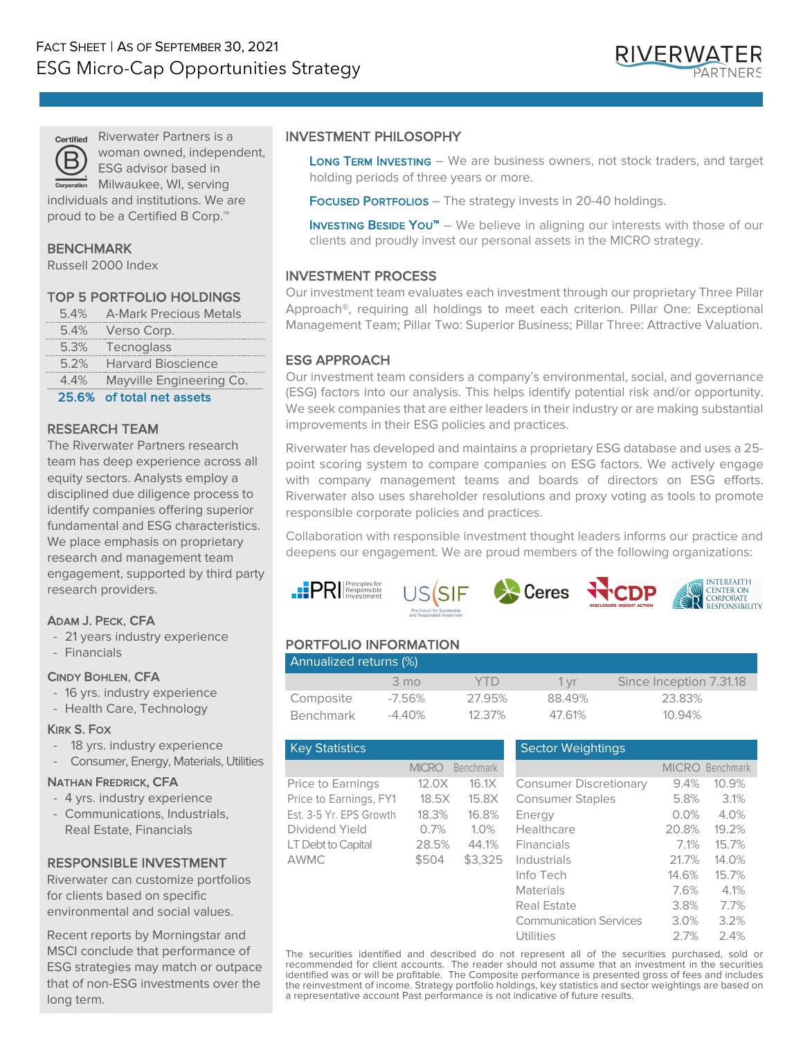FACT SHEET | AS OF SEPTEMBER 30, 2021

# ESG Micro-Cap Opportunities Strategy

RIVERWATER PARTNERS

Riverwater Partners is a woman owned, independent, ESG advisor based in Milwaukee, WI, serving individuals and institutions. We are proud to be a Certified B Corp.™

## BENCHMARK

Russell 2000 Index

## TOP 5 PORTFOLIO HOLDINGS

| | |
|---|---|
| 5.4% | A-Mark Precious Metals |
| 5.4% | Verso Corp. |
| 5.3% | Tecnoglass |
| 5.2% | Harvard Bioscience |
| 4.4% | Mayville Engineering Co. |
| **25.6%** | **of total net assets** |

## RESEARCH TEAM

The Riverwater Partners research team has deep experience across all equity sectors. Analysts employ a disciplined due diligence process to identify companies offering superior fundamental and ESG characteristics. We place emphasis on proprietary research and management team engagement, supported by third party research providers.

**ADAM J. PECK, CFA**
- 21 years industry experience
- Financials

**CINDY BOHLEN, CFA**
- 16 yrs. industry experience
- Health Care, Technology

**KIRK S. FOX**
- 18 yrs. industry experience
- Consumer, Energy, Materials, Utilities

**NATHAN FREDRICK, CFA**
- 4 yrs. industry experience
- Communications, Industrials, Real Estate, Financials

## RESPONSIBLE INVESTMENT

Riverwater can customize portfolios for clients based on specific environmental and social values.

Recent reports by Morningstar and MSCI conclude that performance of ESG strategies may match or outpace that of non-ESG investments over the long term.

## INVESTMENT PHILOSOPHY

**LONG TERM INVESTING** – We are business owners, not stock traders, and target holding periods of three years or more.

**FOCUSED PORTFOLIOS** – The strategy invests in 20-40 holdings.

**INVESTING BESIDE YOU™** – We believe in aligning our interests with those of our clients and proudly invest our personal assets in the MICRO strategy.

## INVESTMENT PROCESS

Our investment team evaluates each investment through our proprietary Three Pillar Approach®, requiring all holdings to meet each criterion. Pillar One: Exceptional Management Team; Pillar Two: Superior Business; Pillar Three: Attractive Valuation.

## ESG APPROACH

Our investment team considers a company's environmental, social, and governance (ESG) factors into our analysis. This helps identify potential risk and/or opportunity. We seek companies that are either leaders in their industry or are making substantial improvements in their ESG policies and practices.

Riverwater has developed and maintains a proprietary ESG database and uses a 25-point scoring system to compare companies on ESG factors. We actively engage with company management teams and boards of directors on ESG efforts. Riverwater also uses shareholder resolutions and proxy voting as tools to promote responsible corporate policies and practices.

Collaboration with responsible investment thought leaders informs our practice and deepens our engagement. We are proud members of the following organizations:

PRI Principles for Responsible Investment | US SIF The Forum for Sustainable and Responsible Investment | Ceres | CDP Disclosure Insight Action | Interfaith Center on Corporate Responsibility

## PORTFOLIO INFORMATION

**Annualized returns (%)**

| | 3 mo | YTD | 1 yr | Since Inception 7.31.18 |
|---|---|---|---|---|
| Composite | -7.56% | 27.95% | 88.49% | 23.83% |
| Benchmark | -4.40% | 12.37% | 47.61% | 10.94% |

**Key Statistics**

| | MICRO | Benchmark |
|---|---|---|
| Price to Earnings | 12.0X | 16.1X |
| Price to Earnings, FY1 | 18.5X | 15.8X |
| Est. 3-5 Yr. EPS Growth | 18.3% | 16.8% |
| Dividend Yield | 0.7% | 1.0% |
| LT Debt to Capital | 28.5% | 44.1% |
| AWMC | $504 | $3,325 |

**Sector Weightings**

| | MICRO | Benchmark |
|---|---|---|
| Consumer Discretionary | 9.4% | 10.9% |
| Consumer Staples | 5.8% | 3.1% |
| Energy | 0.0% | 4.0% |
| Healthcare | 20.8% | 19.2% |
| Financials | 7.1% | 15.7% |
| Industrials | 21.7% | 14.0% |
| Info Tech | 14.6% | 15.7% |
| Materials | 7.6% | 4.1% |
| Real Estate | 3.8% | 7.7% |
| Communication Services | 3.0% | 3.2% |
| Utilities | 2.7% | 2.4% |

The securities identified and described do not represent all of the securities purchased, sold or recommended for client accounts. The reader should not assume that an investment in the securities identified was or will be profitable. The Composite performance is presented gross of fees and includes the reinvestment of income. Strategy portfolio holdings, key statistics and sector weightings are based on a representative account Past performance is not indicative of future results.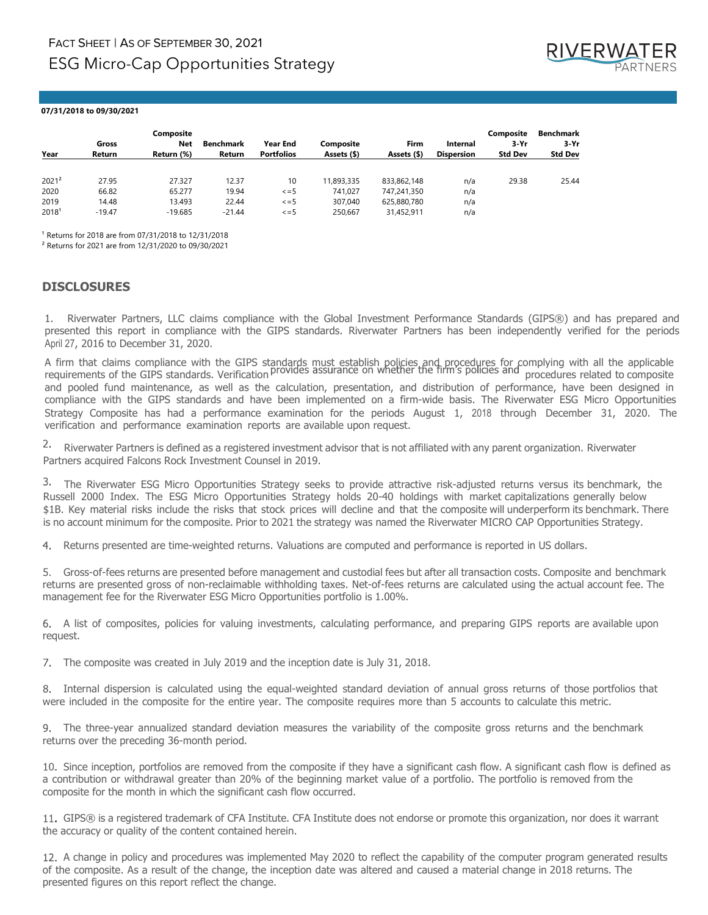FACT SHEET | AS OF SEPTEMBER 30, 2021

# ESG Micro-Cap Opportunities Strategy

RIVERWATER PARTNERS

**07/31/2018 to 09/30/2021**

| Year | Gross Return | Composite Net Return (%) | Benchmark Return | Year End Portfolios | Composite Assets ($) | Firm Assets ($) | Internal Dispersion | Composite 3-Yr Std Dev | Benchmark 3-Yr Std Dev |
|---|---|---|---|---|---|---|---|---|---|
| 2021[2] | 27.95 | 27.327 | 12.37 | 10 | 11,893,335 | 833,862,148 | n/a | 29.38 | 25.44 |
| 2020 | 66.82 | 65.277 | 19.94 | <=5 | 741,027 | 747,241,350 | n/a | | |
| 2019 | 14.48 | 13.493 | 22.44 | <=5 | 307,040 | 625,880,780 | n/a | | |
| 2018[1] | -19.47 | -19.685 | -21.44 | <=5 | 250,667 | 31,452,911 | n/a | | |

[1] Returns for 2018 are from 07/31/2018 to 12/31/2018
[2] Returns for 2021 are from 12/31/2020 to 09/30/2021

## DISCLOSURES

1. Riverwater Partners, LLC claims compliance with the Global Investment Performance Standards (GIPS®) and has prepared and presented this report in compliance with the GIPS standards. Riverwater Partners has been independently verified for the periods April 27, 2016 to December 31, 2020.

A firm that claims compliance with the GIPS standards must establish policies and procedures for complying with all the applicable requirements of the GIPS standards. Verification provides assurance on whether the firm's policies and procedures related to composite and pooled fund maintenance, as well as the calculation, presentation, and distribution of performance, have been designed in compliance with the GIPS standards and have been implemented on a firm-wide basis. The Riverwater ESG Micro Opportunities Strategy Composite has had a performance examination for the periods August 1, 2018 through December 31, 2020. The verification and performance examination reports are available upon request.

2. Riverwater Partners is defined as a registered investment advisor that is not affiliated with any parent organization. Riverwater Partners acquired Falcons Rock Investment Counsel in 2019.

3. The Riverwater ESG Micro Opportunities Strategy seeks to provide attractive risk-adjusted returns versus its benchmark, the Russell 2000 Index. The ESG Micro Opportunities Strategy holds 20-40 holdings with market capitalizations generally below $1B. Key material risks include the risks that stock prices will decline and that the composite will underperform its benchmark. There is no account minimum for the composite. Prior to 2021 the strategy was named the Riverwater MICRO CAP Opportunities Strategy.

4. Returns presented are time-weighted returns. Valuations are computed and performance is reported in US dollars.

5. Gross-of-fees returns are presented before management and custodial fees but after all transaction costs. Composite and benchmark returns are presented gross of non-reclaimable withholding taxes. Net-of-fees returns are calculated using the actual account fee. The management fee for the Riverwater ESG Micro Opportunities portfolio is 1.00%.

6. A list of composites, policies for valuing investments, calculating performance, and preparing GIPS reports are available upon request.

7. The composite was created in July 2019 and the inception date is July 31, 2018.

8. Internal dispersion is calculated using the equal-weighted standard deviation of annual gross returns of those portfolios that were included in the composite for the entire year. The composite requires more than 5 accounts to calculate this metric.

9. The three-year annualized standard deviation measures the variability of the composite gross returns and the benchmark returns over the preceding 36-month period.

10. Since inception, portfolios are removed from the composite if they have a significant cash flow. A significant cash flow is defined as a contribution or withdrawal greater than 20% of the beginning market value of a portfolio. The portfolio is removed from the composite for the month in which the significant cash flow occurred.

11. GIPS® is a registered trademark of CFA Institute. CFA Institute does not endorse or promote this organization, nor does it warrant the accuracy or quality of the content contained herein.

12. A change in policy and procedures was implemented May 2020 to reflect the capability of the computer program generated results of the composite. As a result of the change, the inception date was altered and caused a material change in 2018 returns. The presented figures on this report reflect the change.